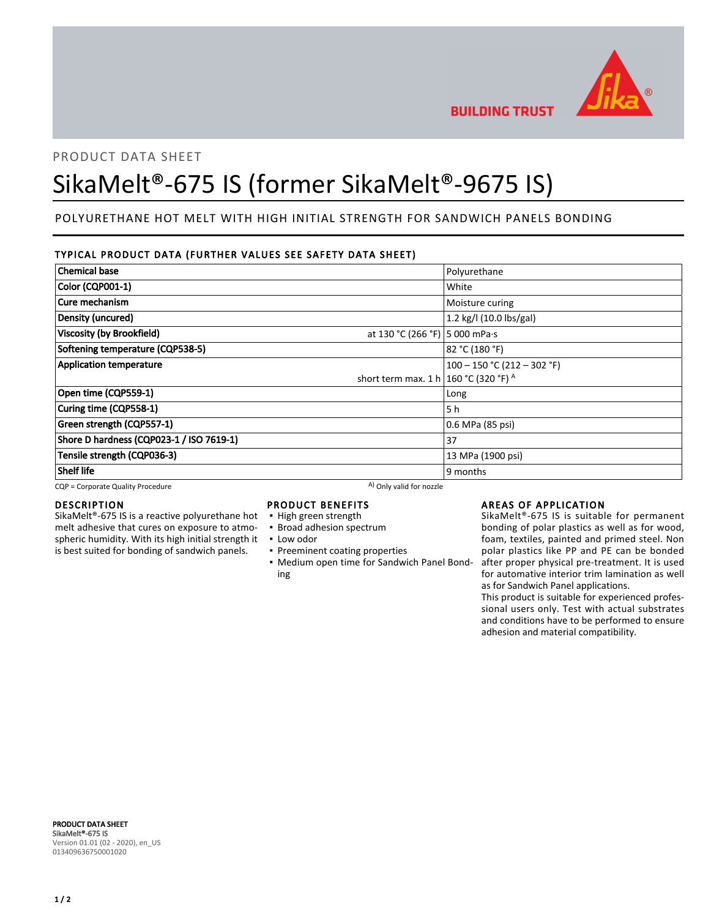BUILDING TRUST

PRODUCT DATA SHEET

# SikaMelt®-675 IS (former SikaMelt®-9675 IS)

## POLYURETHANE HOT MELT WITH HIGH INITIAL STRENGTH FOR SANDWICH PANELS BONDING

### TYPICAL PRODUCT DATA (FURTHER VALUES SEE SAFETY DATA SHEET)

| Property | | Value |
|---|---|---|
| **Chemical base** | | Polyurethane |
| **Color (CQP001-1)** | | White |
| **Cure mechanism** | | Moisture curing |
| **Density (uncured)** | | 1.2 kg/l (10.0 lbs/gal) |
| **Viscosity (by Brookfield)** | at 130 °C (266 °F) | 5 000 mPa·s |
| **Softening temperature (CQP538-5)** | | 82 °C (180 °F) |
| **Application temperature** | | 100 – 150 °C (212 – 302 °F) |
| | short term max. 1 h | 160 °C (320 °F) A |
| **Open time (CQP559-1)** | | Long |
| **Curing time (CQP558-1)** | | 5 h |
| **Green strength (CQP557-1)** | | 0.6 MPa (85 psi) |
| **Shore D hardness (CQP023-1 / ISO 7619-1)** | | 37 |
| **Tensile strength (CQP036-3)** | | 13 MPa (1900 psi) |
| **Shelf life** | | 9 months |

CQP = Corporate Quality Procedure

A) Only valid for nozzle

### DESCRIPTION

SikaMelt®-675 IS is a reactive polyurethane hot melt adhesive that cures on exposure to atmospheric humidity. With its high initial strength it is best suited for bonding of sandwich panels.

### PRODUCT BENEFITS

- High green strength
- Broad adhesion spectrum
- Low odor
- Preeminent coating properties
- Medium open time for Sandwich Panel Bonding

### AREAS OF APPLICATION

SikaMelt®-675 IS is suitable for permanent bonding of polar plastics as well as for wood, foam, textiles, painted and primed steel. Non polar plastics like PP and PE can be bonded after proper physical pre-treatment. It is used for automative interior trim lamination as well as for Sandwich Panel applications.

This product is suitable for experienced professional users only. Test with actual substrates and conditions have to be performed to ensure adhesion and material compatibility.

**PRODUCT DATA SHEET**
**SikaMelt®-675 IS**
Version 01.01 (02 - 2020), en_US
013409636750001020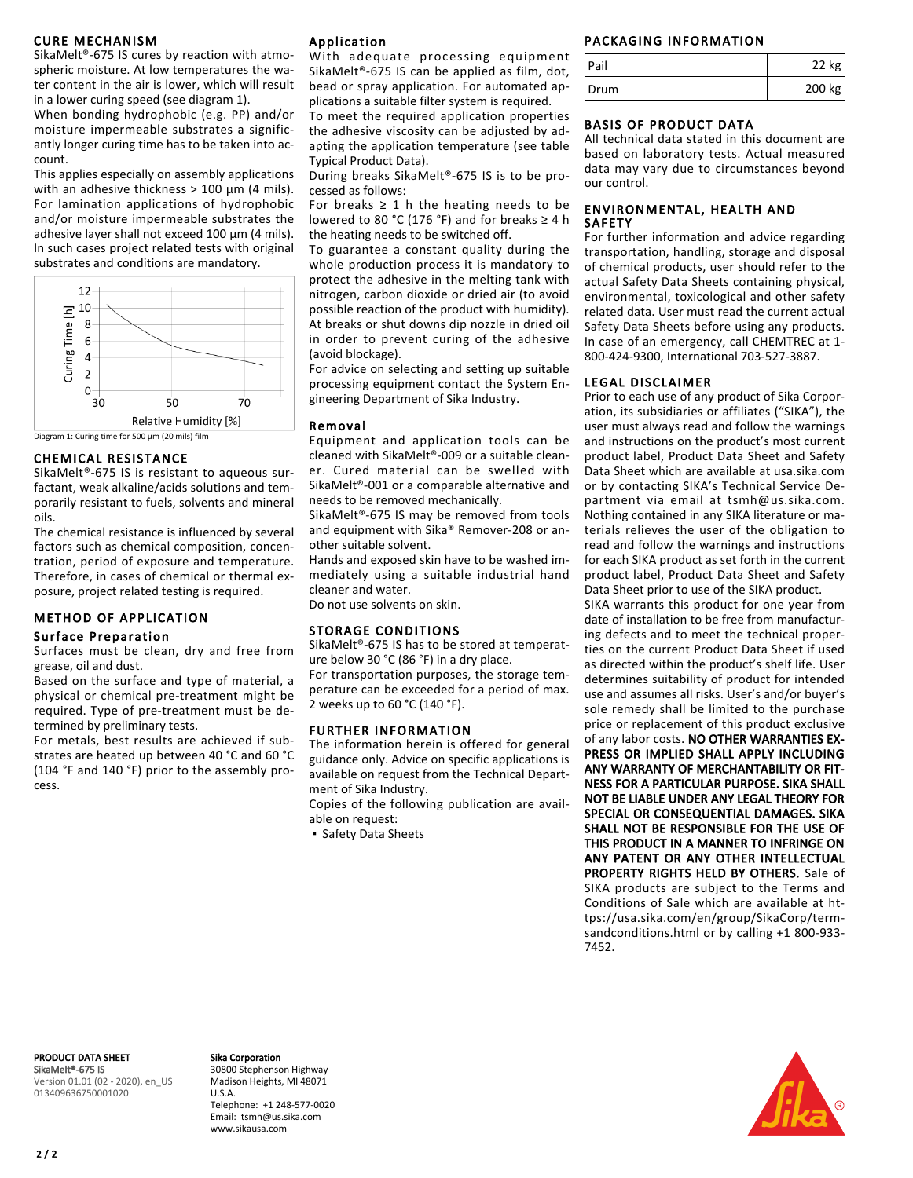## CURE MECHANISM

SikaMelt®-675 IS cures by reaction with atmospheric moisture. At low temperatures the water content in the air is lower, which will result in a lower curing speed (see diagram 1).

When bonding hydrophobic (e.g. PP) and/or moisture impermeable substrates a significantly longer curing time has to be taken into account.

This applies especially on assembly applications with an adhesive thickness > 100 µm (4 mils). For lamination applications of hydrophobic and/or moisture impermeable substrates the adhesive layer shall not exceed 100 µm (4 mils). In such cases project related tests with original substrates and conditions are mandatory.

Curing Time [h]

12
10
8
6
4
2
0

30
50
70

Relative Humidity [%]

Diagram 1: Curing time for 500 µm (20 mils) film

## CHEMICAL RESISTANCE

SikaMelt®-675 IS is resistant to aqueous surfactant, weak alkaline/acids solutions and temporarily resistant to fuels, solvents and mineral oils.

The chemical resistance is influenced by several factors such as chemical composition, concentration, period of exposure and temperature. Therefore, in cases of chemical or thermal exposure, project related testing is required.

## METHOD OF APPLICATION

### Surface Preparation

Surfaces must be clean, dry and free from grease, oil and dust.

Based on the surface and type of material, a physical or chemical pre-treatment might be required. Type of pre-treatment must be determined by preliminary tests.

For metals, best results are achieved if substrates are heated up between 40 °C and 60 °C (104 °F and 140 °F) prior to the assembly process.

### Application

With adequate processing equipment SikaMelt®-675 IS can be applied as film, dot, bead or spray application. For automated applications a suitable filter system is required.

To meet the required application properties the adhesive viscosity can be adjusted by adapting the application temperature (see table Typical Product Data).

During breaks SikaMelt®-675 IS is to be processed as follows:

For breaks ≥ 1 h the heating needs to be lowered to 80 °C (176 °F) and for breaks ≥ 4 h the heating needs to be switched off.

To guarantee a constant quality during the whole production process it is mandatory to protect the adhesive in the melting tank with nitrogen, carbon dioxide or dried air (to avoid possible reaction of the product with humidity). At breaks or shut downs dip nozzle in dried oil in order to prevent curing of the adhesive (avoid blockage).

For advice on selecting and setting up suitable processing equipment contact the System Engineering Department of Sika Industry.

### Removal

Equipment and application tools can be cleaned with SikaMelt®-009 or a suitable cleaner. Cured material can be swelled with SikaMelt®-001 or a comparable alternative and needs to be removed mechanically.

SikaMelt®-675 IS may be removed from tools and equipment with Sika® Remover-208 or another suitable solvent.

Hands and exposed skin have to be washed immediately using a suitable industrial hand cleaner and water.

Do not use solvents on skin.

## STORAGE CONDITIONS

SikaMelt®-675 IS has to be stored at temperature below 30 °C (86 °F) in a dry place.

For transportation purposes, the storage temperature can be exceeded for a period of max. 2 weeks up to 60 °C (140 °F).

## FURTHER INFORMATION

The information herein is offered for general guidance only. Advice on specific applications is available on request from the Technical Department of Sika Industry.

Copies of the following publication are available on request:

- Safety Data Sheets

## PACKAGING INFORMATION

| | |
|---|---|
| Pail | 22 kg |
| Drum | 200 kg |

## BASIS OF PRODUCT DATA

All technical data stated in this document are based on laboratory tests. Actual measured data may vary due to circumstances beyond our control.

## ENVIRONMENTAL, HEALTH AND SAFETY

For further information and advice regarding transportation, handling, storage and disposal of chemical products, user should refer to the actual Safety Data Sheets containing physical, environmental, toxicological and other safety related data. User must read the current actual Safety Data Sheets before using any products. In case of an emergency, call CHEMTREC at 1-800-424-9300, International 703-527-3887.

## LEGAL DISCLAIMER

Prior to each use of any product of Sika Corporation, its subsidiaries or affiliates ("SIKA"), the user must always read and follow the warnings and instructions on the product's most current product label, Product Data Sheet and Safety Data Sheet which are available at usa.sika.com or by contacting SIKA's Technical Service Department via email at tsmh@us.sika.com. Nothing contained in any SIKA literature or materials relieves the user of the obligation to read and follow the warnings and instructions for each SIKA product as set forth in the current product label, Product Data Sheet and Safety Data Sheet prior to use of the SIKA product.

SIKA warrants this product for one year from date of installation to be free from manufacturing defects and to meet the technical properties on the current Product Data Sheet if used as directed within the product's shelf life. User determines suitability of product for intended use and assumes all risks. User's and/or buyer's sole remedy shall be limited to the purchase price or replacement of this product exclusive of any labor costs. **NO OTHER WARRANTIES EXPRESS OR IMPLIED SHALL APPLY INCLUDING ANY WARRANTY OF MERCHANTABILITY OR FITNESS FOR A PARTICULAR PURPOSE. SIKA SHALL NOT BE LIABLE UNDER ANY LEGAL THEORY FOR SPECIAL OR CONSEQUENTIAL DAMAGES. SIKA SHALL NOT BE RESPONSIBLE FOR THE USE OF THIS PRODUCT IN A MANNER TO INFRINGE ON ANY PATENT OR ANY OTHER INTELLECTUAL PROPERTY RIGHTS HELD BY OTHERS.** Sale of SIKA products are subject to the Terms and Conditions of Sale which are available at https://usa.sika.com/en/group/SikaCorp/termsandconditions.html or by calling +1 800-933-7452.

**PRODUCT DATA SHEET**
**SikaMelt®-675 IS**
Version 01.01 (02 - 2020), en_US
013409636750001020

**Sika Corporation**
30800 Stephenson Highway
Madison Heights, MI 48071
U.S.A.
Telephone: +1 248-577-0020
Email: tsmh@us.sika.com
www.sikausa.com